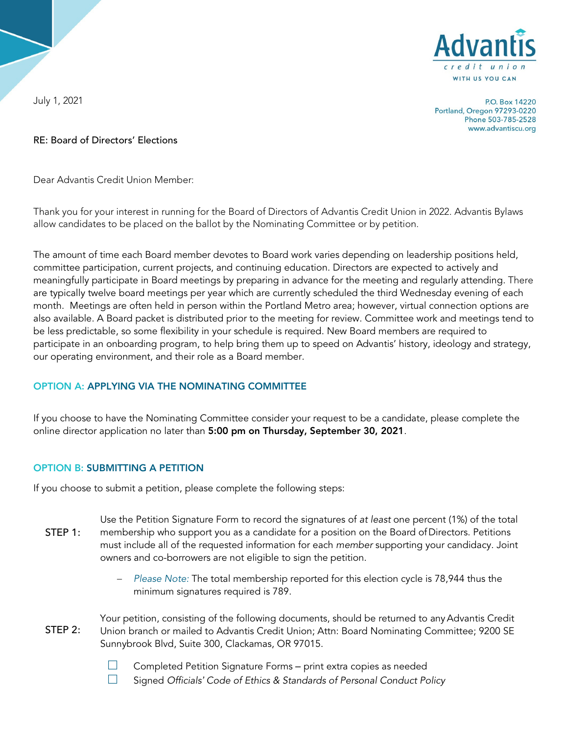**Advantis**
credit union
WITH US YOU CAN

P.O. Box 14220
Portland, Oregon 97293-0220
Phone 503-785-2528
www.advantiscu.org

July 1, 2021

RE: Board of Directors' Elections

Dear Advantis Credit Union Member:

Thank you for your interest in running for the Board of Directors of Advantis Credit Union in 2022. Advantis Bylaws allow candidates to be placed on the ballot by the Nominating Committee or by petition.

The amount of time each Board member devotes to Board work varies depending on leadership positions held, committee participation, current projects, and continuing education. Directors are expected to actively and meaningfully participate in Board meetings by preparing in advance for the meeting and regularly attending. There are typically twelve board meetings per year which are currently scheduled the third Wednesday evening of each month. Meetings are often held in person within the Portland Metro area; however, virtual connection options are also available. A Board packet is distributed prior to the meeting for review. Committee work and meetings tend to be less predictable, so some flexibility in your schedule is required. New Board members are required to participate in an onboarding program, to help bring them up to speed on Advantis' history, ideology and strategy, our operating environment, and their role as a Board member.

## OPTION A: APPLYING VIA THE NOMINATING COMMITTEE

If you choose to have the Nominating Committee consider your request to be a candidate, please complete the online director application no later than **5:00 pm on Thursday, September 30, 2021**.

## OPTION B: SUBMITTING A PETITION

If you choose to submit a petition, please complete the following steps:

STEP 1: Use the Petition Signature Form to record the signatures of *at least* one percent (1%) of the total membership who support you as a candidate for a position on the Board of Directors. Petitions must include all of the requested information for each *member* supporting your candidacy. Joint owners and co-borrowers are not eligible to sign the petition.

- *Please Note:* The total membership reported for this election cycle is 78,944 thus the minimum signatures required is 789.

STEP 2: Your petition, consisting of the following documents, should be returned to any Advantis Credit Union branch or mailed to Advantis Credit Union; Attn: Board Nominating Committee; 9200 SE Sunnybrook Blvd, Suite 300, Clackamas, OR 97015.

- ☐ Completed Petition Signature Forms – print extra copies as needed
- ☐ Signed *Officials' Code of Ethics & Standards of Personal Conduct Policy*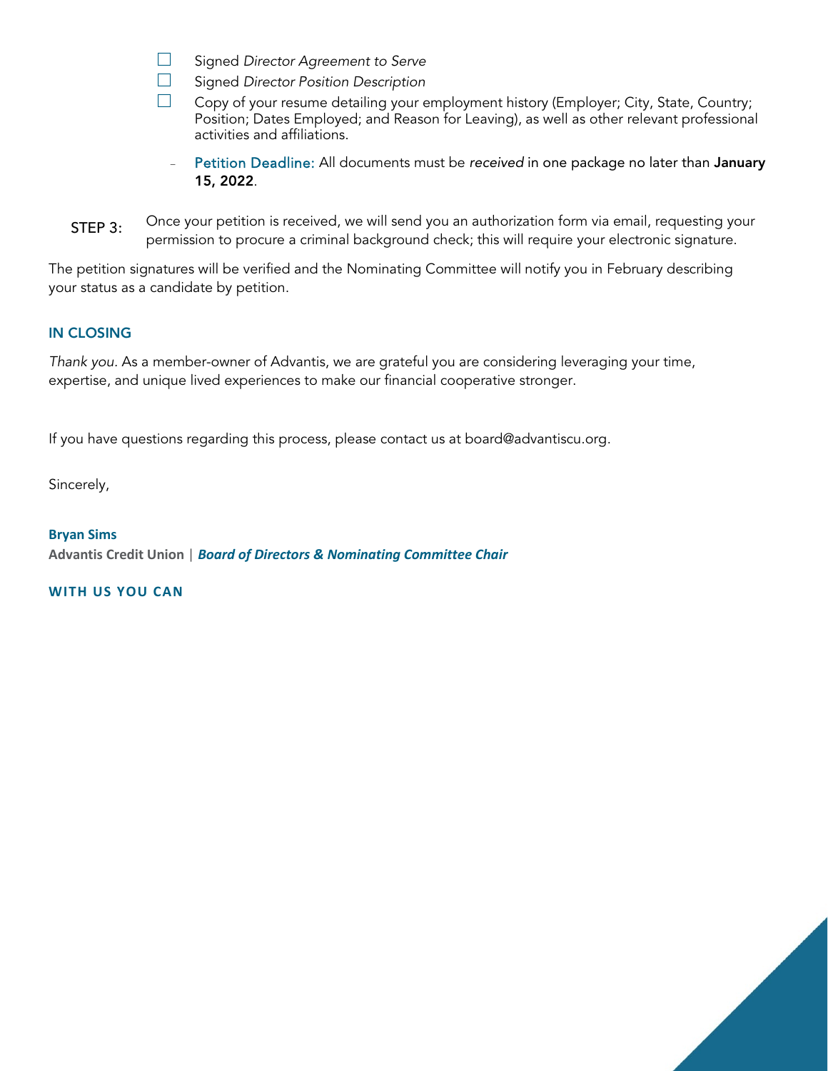- ☐ Signed *Director Agreement to Serve*
- ☐ Signed *Director Position Description*
- ☐ Copy of your resume detailing your employment history (Employer; City, State, Country; Position; Dates Employed; and Reason for Leaving), as well as other relevant professional activities and affiliations.
  - Petition Deadline: All documents must be *received* in one package no later than **January 15, 2022**.

STEP 3: Once your petition is received, we will send you an authorization form via email, requesting your permission to procure a criminal background check; this will require your electronic signature.

The petition signatures will be verified and the Nominating Committee will notify you in February describing your status as a candidate by petition.

## IN CLOSING

*Thank you*. As a member-owner of Advantis, we are grateful you are considering leveraging your time, expertise, and unique lived experiences to make our financial cooperative stronger.

If you have questions regarding this process, please contact us at board@advantiscu.org.

Sincerely,

**Bryan Sims**
**Advantis Credit Union** | ***Board of Directors & Nominating Committee Chair***

**WITH US YOU CAN**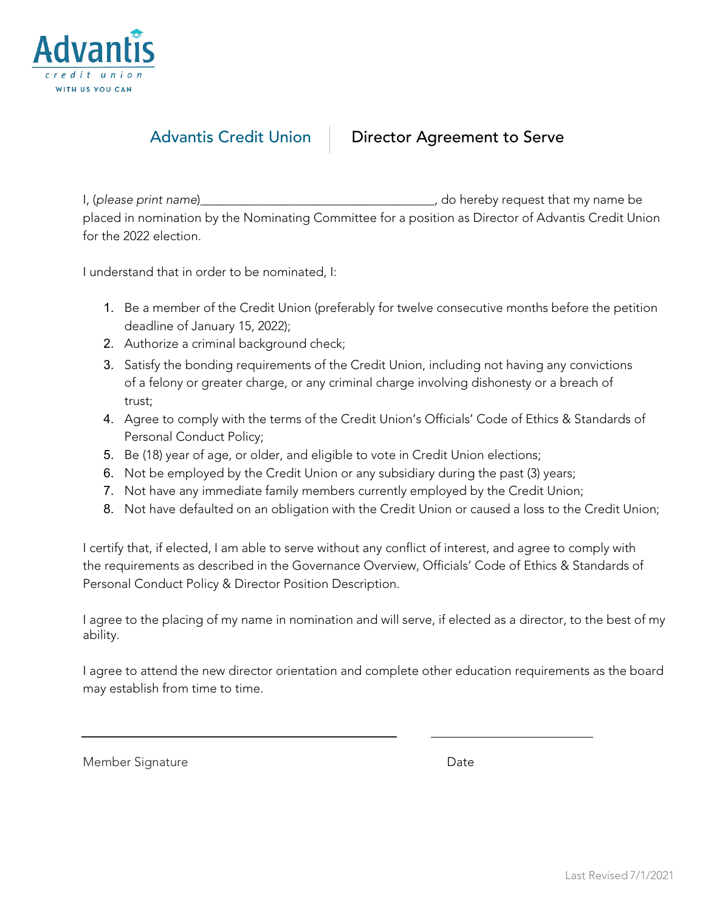Advantis credit union
WITH US YOU CAN

# Advantis Credit Union | Director Agreement to Serve

I, (*please print name*)___________________________________, do hereby request that my name be placed in nomination by the Nominating Committee for a position as Director of Advantis Credit Union for the 2022 election.

I understand that in order to be nominated, I:

1. Be a member of the Credit Union (preferably for twelve consecutive months before the petition deadline of January 15, 2022);
2. Authorize a criminal background check;
3. Satisfy the bonding requirements of the Credit Union, including not having any convictions of a felony or greater charge, or any criminal charge involving dishonesty or a breach of trust;
4. Agree to comply with the terms of the Credit Union's Officials' Code of Ethics & Standards of Personal Conduct Policy;
5. Be (18) year of age, or older, and eligible to vote in Credit Union elections;
6. Not be employed by the Credit Union or any subsidiary during the past (3) years;
7. Not have any immediate family members currently employed by the Credit Union;
8. Not have defaulted on an obligation with the Credit Union or caused a loss to the Credit Union;

I certify that, if elected, I am able to serve without any conflict of interest, and agree to comply with the requirements as described in the Governance Overview, Officials' Code of Ethics & Standards of Personal Conduct Policy & Director Position Description.

I agree to the placing of my name in nomination and will serve, if elected as a director, to the best of my ability.

I agree to attend the new director orientation and complete other education requirements as the board may establish from time to time.

_________________________________________ &nbsp;&nbsp;&nbsp;&nbsp; ____________________

Member Signature &nbsp;&nbsp;&nbsp;&nbsp;&nbsp;&nbsp;&nbsp;&nbsp;&nbsp;&nbsp;&nbsp;&nbsp;&nbsp;&nbsp;&nbsp;&nbsp;&nbsp;&nbsp;&nbsp;&nbsp;&nbsp;&nbsp;&nbsp;&nbsp;&nbsp;&nbsp; Date

Last Revised 7/1/2021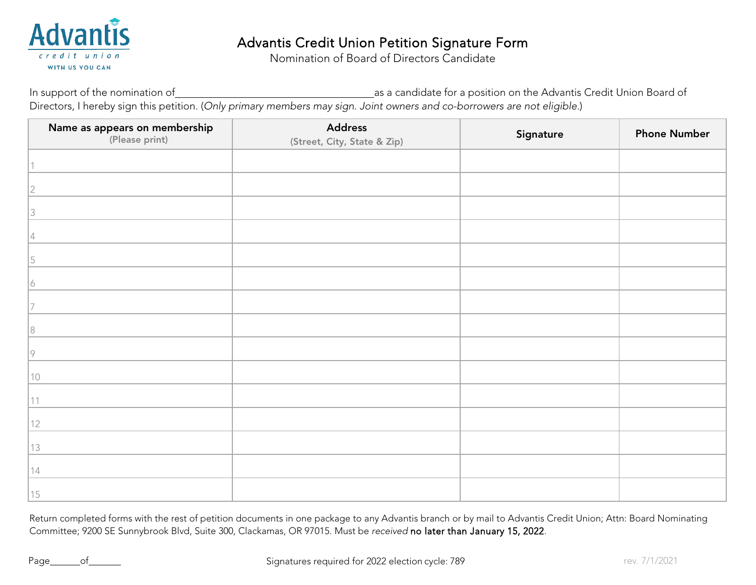# Advantis Credit Union Petition Signature Form

Nomination of Board of Directors Candidate

In support of the nomination of\_\_\_\_\_\_\_\_\_\_\_\_\_\_\_\_\_\_\_\_\_\_\_\_\_\_\_\_\_\_\_\_\_\_\_\_as a candidate for a position on the Advantis Credit Union Board of Directors, I hereby sign this petition. (*Only primary members may sign. Joint owners and co-borrowers are not eligible.*)

| Name as appears on membership (Please print) | Address (Street, City, State & Zip) | Signature | Phone Number |
|---|---|---|---|
| 1 | | | |
| 2 | | | |
| 3 | | | |
| 4 | | | |
| 5 | | | |
| 6 | | | |
| 7 | | | |
| 8 | | | |
| 9 | | | |
| 10 | | | |
| 11 | | | |
| 12 | | | |
| 13 | | | |
| 14 | | | |
| 15 | | | |

Return completed forms with the rest of petition documents in one package to any Advantis branch or by mail to Advantis Credit Union; Attn: Board Nominating Committee; 9200 SE Sunnybrook Blvd, Suite 300, Clackamas, OR 97015. Must be *received* no later than January 15, 2022.

Page\_\_\_\_\_\_of\_\_\_\_\_\_

Signatures required for 2022 election cycle: 789

rev. 7/1/2021